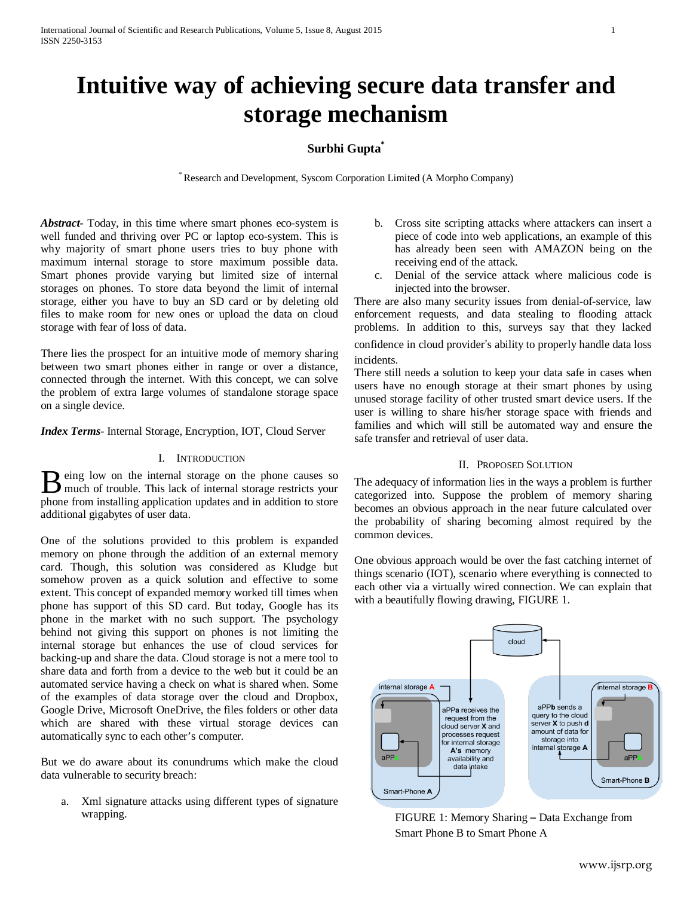# Intuitive way of achieving secure data transfer and storage mechanism

**Surbhi Gupta***

* Research and Development, Syscom Corporation Limited (A Morpho Company)

***Abstract***- Today, in this time where smart phones eco-system is well funded and thriving over PC or laptop eco-system. This is why majority of smart phone users tries to buy phone with maximum internal storage to store maximum possible data. Smart phones provide varying but limited size of internal storages on phones. To store data beyond the limit of internal storage, either you have to buy an SD card or by deleting old files to make room for new ones or upload the data on cloud storage with fear of loss of data.

There lies the prospect for an intuitive mode of memory sharing between two smart phones either in range or over a distance, connected through the internet. With this concept, we can solve the problem of extra large volumes of standalone storage space on a single device.

***Index Terms***- Internal Storage, Encryption, IOT, Cloud Server

## I. Introduction

Being low on the internal storage on the phone causes so much of trouble. This lack of internal storage restricts your phone from installing application updates and in addition to store additional gigabytes of user data.

One of the solutions provided to this problem is expanded memory on phone through the addition of an external memory card. Though, this solution was considered as Kludge but somehow proven as a quick solution and effective to some extent. This concept of expanded memory worked till times when phone has support of this SD card. But today, Google has its phone in the market with no such support. The psychology behind not giving this support on phones is not limiting the internal storage but enhances the use of cloud services for backing-up and share the data. Cloud storage is not a mere tool to share data and forth from a device to the web but it could be an automated service having a check on what is shared when. Some of the examples of data storage over the cloud and Dropbox, Google Drive, Microsoft OneDrive, the files folders or other data which are shared with these virtual storage devices can automatically sync to each other's computer.

But we do aware about its conundrums which make the cloud data vulnerable to security breach:

a. Xml signature attacks using different types of signature wrapping.

b. Cross site scripting attacks where attackers can insert a piece of code into web applications, an example of this has already been seen with AMAZON being on the receiving end of the attack.

c. Denial of the service attack where malicious code is injected into the browser.

There are also many security issues from denial-of-service, law enforcement requests, and data stealing to flooding attack problems. In addition to this, surveys say that they lacked confidence in cloud provider's ability to properly handle data loss incidents.

There still needs a solution to keep your data safe in cases when users have no enough storage at their smart phones by using unused storage facility of other trusted smart device users. If the user is willing to share his/her storage space with friends and families and which will still be automated way and ensure the safe transfer and retrieval of user data.

## II. Proposed Solution

The adequacy of information lies in the ways a problem is further categorized into. Suppose the problem of memory sharing becomes an obvious approach in the near future calculated over the probability of sharing becoming almost required by the common devices.

One obvious approach would be over the fast catching internet of things scenario (IOT), scenario where everything is connected to each other via a virtually wired connection. We can explain that with a beautifully flowing drawing, FIGURE 1.

cloud

internal storage **A**

aPPa receives the request from the cloud server **X** and processes request for internal storage **A's** memory availability and data intake

aPPa

Smart-Phone **A**

internal storage **B**

aPPb sends a query to the cloud server **X** to push **d** amount of data for storage into internal storage **A**

aPPb

Smart-Phone **B**

FIGURE 1: Memory Sharing – Data Exchange from Smart Phone B to Smart Phone A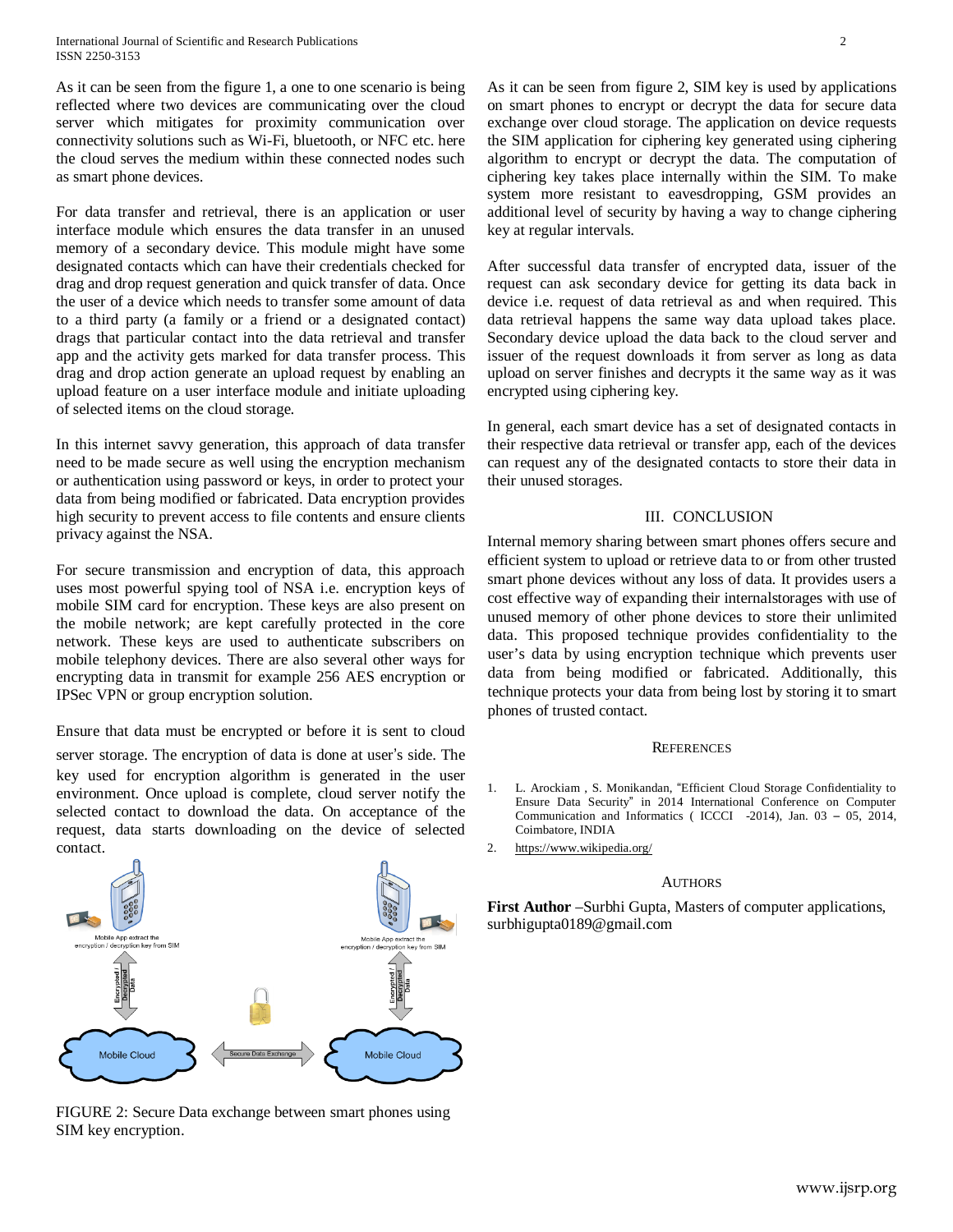As it can be seen from the figure 1, a one to one scenario is being reflected where two devices are communicating over the cloud server which mitigates for proximity communication over connectivity solutions such as Wi-Fi, bluetooth, or NFC etc. here the cloud serves the medium within these connected nodes such as smart phone devices.

For data transfer and retrieval, there is an application or user interface module which ensures the data transfer in an unused memory of a secondary device. This module might have some designated contacts which can have their credentials checked for drag and drop request generation and quick transfer of data. Once the user of a device which needs to transfer some amount of data to a third party (a family or a friend or a designated contact) drags that particular contact into the data retrieval and transfer app and the activity gets marked for data transfer process. This drag and drop action generate an upload request by enabling an upload feature on a user interface module and initiate uploading of selected items on the cloud storage.

In this internet savvy generation, this approach of data transfer need to be made secure as well using the encryption mechanism or authentication using password or keys, in order to protect your data from being modified or fabricated. Data encryption provides high security to prevent access to file contents and ensure clients privacy against the NSA.

For secure transmission and encryption of data, this approach uses most powerful spying tool of NSA i.e. encryption keys of mobile SIM card for encryption. These keys are also present on the mobile network; are kept carefully protected in the core network. These keys are used to authenticate subscribers on mobile telephony devices. There are also several other ways for encrypting data in transmit for example 256 AES encryption or IPSec VPN or group encryption solution.

Ensure that data must be encrypted or before it is sent to cloud server storage. The encryption of data is done at user's side. The key used for encryption algorithm is generated in the user environment. Once upload is complete, cloud server notify the selected contact to download the data. On acceptance of the request, data starts downloading on the device of selected contact.

Mobile App extract the encryption / decryption key from SIM

Encrypted / Decrypted Data

Mobile Cloud

Secure Data Exchange

Mobile Cloud

Encrypted / Decrypted Data

Mobile App extract the encryption / decryption key from SIM

FIGURE 2: Secure Data exchange between smart phones using SIM key encryption.

As it can be seen from figure 2, SIM key is used by applications on smart phones to encrypt or decrypt the data for secure data exchange over cloud storage. The application on device requests the SIM application for ciphering key generated using ciphering algorithm to encrypt or decrypt the data. The computation of ciphering key takes place internally within the SIM. To make system more resistant to eavesdropping, GSM provides an additional level of security by having a way to change ciphering key at regular intervals.

After successful data transfer of encrypted data, issuer of the request can ask secondary device for getting its data back in device i.e. request of data retrieval as and when required. This data retrieval happens the same way data upload takes place. Secondary device upload the data back to the cloud server and issuer of the request downloads it from server as long as data upload on server finishes and decrypts it the same way as it was encrypted using ciphering key.

In general, each smart device has a set of designated contacts in their respective data retrieval or transfer app, each of the devices can request any of the designated contacts to store their data in their unused storages.

## III. CONCLUSION

Internal memory sharing between smart phones offers secure and efficient system to upload or retrieve data to or from other trusted smart phone devices without any loss of data. It provides users a cost effective way of expanding their internalstorages with use of unused memory of other phone devices to store their unlimited data. This proposed technique provides confidentiality to the user's data by using encryption technique which prevents user data from being modified or fabricated. Additionally, this technique protects your data from being lost by storing it to smart phones of trusted contact.

## REFERENCES

1. L. Arockiam , S. Monikandan, "Efficient Cloud Storage Confidentiality to Ensure Data Security" in 2014 International Conference on Computer Communication and Informatics ( ICCCI -2014), Jan. 03 – 05, 2014, Coimbatore, INDIA
2. https://www.wikipedia.org/

## AUTHORS

**First Author** –Surbhi Gupta, Masters of computer applications, surbhigupta0189@gmail.com